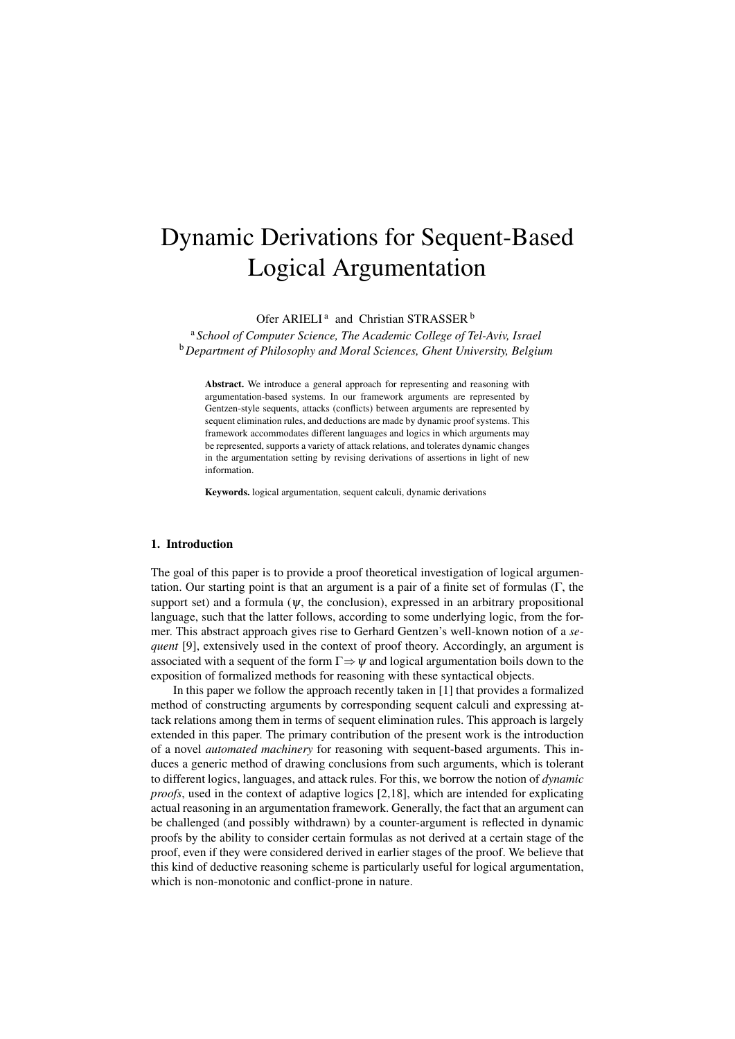# Dynamic Derivations for Sequent-Based Logical Argumentation

Ofer ARIELI [a] and Christian STRASSER [b]

[a] *School of Computer Science, The Academic College of Tel-Aviv, Israel*
[b] *Department of Philosophy and Moral Sciences, Ghent University, Belgium*

**Abstract.** We introduce a general approach for representing and reasoning with argumentation-based systems. In our framework arguments are represented by Gentzen-style sequents, attacks (conflicts) between arguments are represented by sequent elimination rules, and deductions are made by dynamic proof systems. This framework accommodates different languages and logics in which arguments may be represented, supports a variety of attack relations, and tolerates dynamic changes in the argumentation setting by revising derivations of assertions in light of new information.

**Keywords.** logical argumentation, sequent calculi, dynamic derivations

## 1. Introduction

The goal of this paper is to provide a proof theoretical investigation of logical argumentation. Our starting point is that an argument is a pair of a finite set of formulas ($\Gamma$, the support set) and a formula ($\psi$, the conclusion), expressed in an arbitrary propositional language, such that the latter follows, according to some underlying logic, from the former. This abstract approach gives rise to Gerhard Gentzen's well-known notion of a *sequent* [9], extensively used in the context of proof theory. Accordingly, an argument is associated with a sequent of the form $\Gamma \Rightarrow \psi$ and logical argumentation boils down to the exposition of formalized methods for reasoning with these syntactical objects.

In this paper we follow the approach recently taken in [1] that provides a formalized method of constructing arguments by corresponding sequent calculi and expressing attack relations among them in terms of sequent elimination rules. This approach is largely extended in this paper. The primary contribution of the present work is the introduction of a novel *automated machinery* for reasoning with sequent-based arguments. This induces a generic method of drawing conclusions from such arguments, which is tolerant to different logics, languages, and attack rules. For this, we borrow the notion of *dynamic proofs*, used in the context of adaptive logics [2,18], which are intended for explicating actual reasoning in an argumentation framework. Generally, the fact that an argument can be challenged (and possibly withdrawn) by a counter-argument is reflected in dynamic proofs by the ability to consider certain formulas as not derived at a certain stage of the proof, even if they were considered derived in earlier stages of the proof. We believe that this kind of deductive reasoning scheme is particularly useful for logical argumentation, which is non-monotonic and conflict-prone in nature.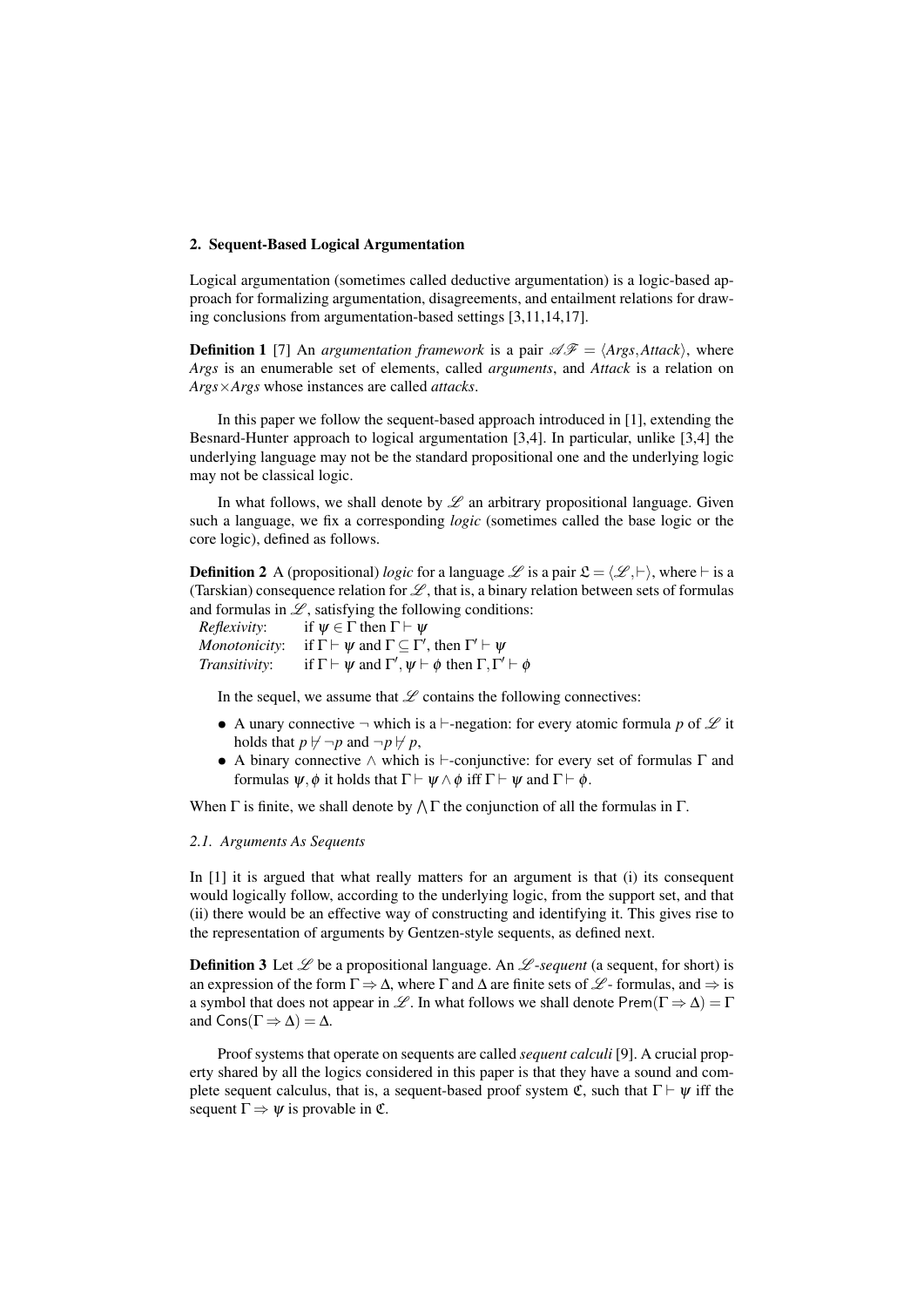## 2. Sequent-Based Logical Argumentation

Logical argumentation (sometimes called deductive argumentation) is a logic-based approach for formalizing argumentation, disagreements, and entailment relations for drawing conclusions from argumentation-based settings [3,11,14,17].

**Definition 1** [7] An *argumentation framework* is a pair $\mathscr{AF} = \langle Args, Attack \rangle$, where *Args* is an enumerable set of elements, called *arguments*, and *Attack* is a relation on $Args \times Args$ whose instances are called *attacks*.

In this paper we follow the sequent-based approach introduced in [1], extending the Besnard-Hunter approach to logical argumentation [3,4]. In particular, unlike [3,4] the underlying language may not be the standard propositional one and the underlying logic may not be classical logic.

In what follows, we shall denote by $\mathscr{L}$ an arbitrary propositional language. Given such a language, we fix a corresponding *logic* (sometimes called the base logic or the core logic), defined as follows.

**Definition 2** A (propositional) *logic* for a language $\mathscr{L}$ is a pair $\mathfrak{L} = \langle \mathscr{L}, \vdash \rangle$, where $\vdash$ is a (Tarskian) consequence relation for $\mathscr{L}$, that is, a binary relation between sets of formulas and formulas in $\mathscr{L}$, satisfying the following conditions:

*Reflexivity*: if $\psi \in \Gamma$ then $\Gamma \vdash \psi$
*Monotonicity*: if $\Gamma \vdash \psi$ and $\Gamma \subseteq \Gamma'$, then $\Gamma' \vdash \psi$
*Transitivity*: if $\Gamma \vdash \psi$ and $\Gamma', \psi \vdash \phi$ then $\Gamma, \Gamma' \vdash \phi$

In the sequel, we assume that $\mathscr{L}$ contains the following connectives:

- A unary connective $\neg$ which is a $\vdash$-negation: for every atomic formula $p$ of $\mathscr{L}$ it holds that $p \nvdash \neg p$ and $\neg p \nvdash p$,
- A binary connective $\wedge$ which is $\vdash$-conjunctive: for every set of formulas $\Gamma$ and formulas $\psi, \phi$ it holds that $\Gamma \vdash \psi \wedge \phi$ iff $\Gamma \vdash \psi$ and $\Gamma \vdash \phi$.

When $\Gamma$ is finite, we shall denote by $\bigwedge \Gamma$ the conjunction of all the formulas in $\Gamma$.

### 2.1. Arguments As Sequents

In [1] it is argued that what really matters for an argument is that (i) its consequent would logically follow, according to the underlying logic, from the support set, and that (ii) there would be an effective way of constructing and identifying it. This gives rise to the representation of arguments by Gentzen-style sequents, as defined next.

**Definition 3** Let $\mathscr{L}$ be a propositional language. An $\mathscr{L}$*-sequent* (a sequent, for short) is an expression of the form $\Gamma \Rightarrow \Delta$, where $\Gamma$ and $\Delta$ are finite sets of $\mathscr{L}$- formulas, and $\Rightarrow$ is a symbol that does not appear in $\mathscr{L}$. In what follows we shall denote $\mathsf{Prem}(\Gamma \Rightarrow \Delta) = \Gamma$ and $\mathsf{Cons}(\Gamma \Rightarrow \Delta) = \Delta$.

Proof systems that operate on sequents are called *sequent calculi* [9]. A crucial property shared by all the logics considered in this paper is that they have a sound and complete sequent calculus, that is, a sequent-based proof system $\mathfrak{C}$, such that $\Gamma \vdash \psi$ iff the sequent $\Gamma \Rightarrow \psi$ is provable in $\mathfrak{C}$.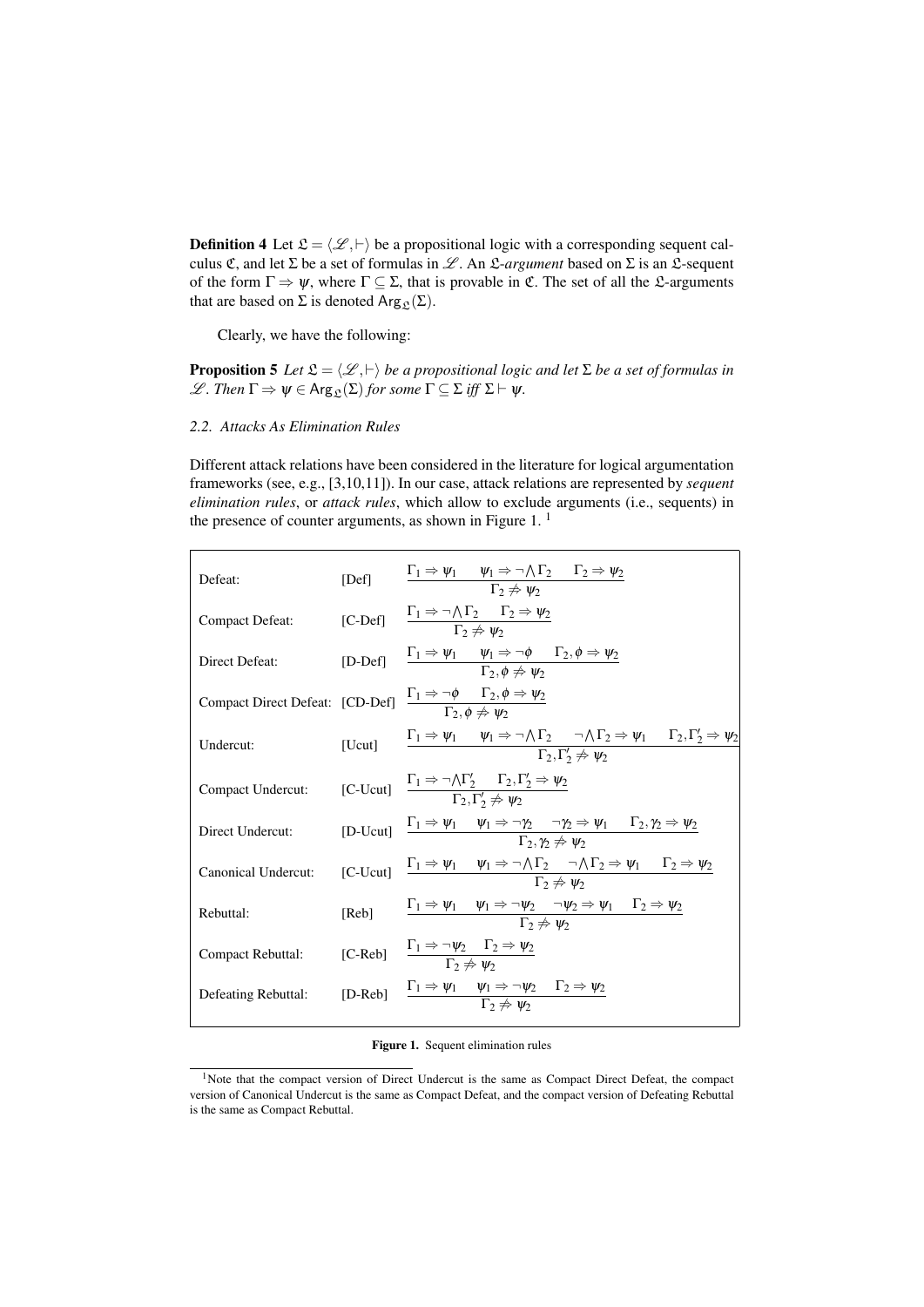**Definition 4** Let $\mathfrak{L} = \langle \mathscr{L}, \vdash \rangle$ be a propositional logic with a corresponding sequent calculus $\mathfrak{C}$, and let $\Sigma$ be a set of formulas in $\mathscr{L}$. An $\mathfrak{L}$-*argument* based on $\Sigma$ is an $\mathfrak{L}$-sequent of the form $\Gamma \Rightarrow \psi$, where $\Gamma \subseteq \Sigma$, that is provable in $\mathfrak{C}$. The set of all the $\mathfrak{L}$-arguments that are based on $\Sigma$ is denoted $\mathsf{Arg}_{\mathfrak{L}}(\Sigma)$.

Clearly, we have the following:

**Proposition 5** *Let* $\mathfrak{L} = \langle \mathscr{L}, \vdash \rangle$ *be a propositional logic and let* $\Sigma$ *be a set of formulas in* $\mathscr{L}$. *Then* $\Gamma \Rightarrow \psi \in \mathsf{Arg}_{\mathfrak{L}}(\Sigma)$ *for some* $\Gamma \subseteq \Sigma$ *iff* $\Sigma \vdash \psi$.

### 2.2. Attacks As Elimination Rules

Different attack relations have been considered in the literature for logical argumentation frameworks (see, e.g., [3,10,11]). In our case, attack relations are represented by *sequent elimination rules*, or *attack rules*, which allow to exclude arguments (i.e., sequents) in the presence of counter arguments, as shown in Figure 1. [1]

| | | |
|---|---|---|
| Defeat: | [Def] | $\dfrac{\Gamma_1 \Rightarrow \psi_1 \quad \psi_1 \Rightarrow \neg \bigwedge \Gamma_2 \quad \Gamma_2 \Rightarrow \psi_2}{\Gamma_2 \not\Rightarrow \psi_2}$ |
| Compact Defeat: | [C-Def] | $\dfrac{\Gamma_1 \Rightarrow \neg \bigwedge \Gamma_2 \quad \Gamma_2 \Rightarrow \psi_2}{\Gamma_2 \not\Rightarrow \psi_2}$ |
| Direct Defeat: | [D-Def] | $\dfrac{\Gamma_1 \Rightarrow \psi_1 \quad \psi_1 \Rightarrow \neg \phi \quad \Gamma_2, \phi \Rightarrow \psi_2}{\Gamma_2, \phi \not\Rightarrow \psi_2}$ |
| Compact Direct Defeat: | [CD-Def] | $\dfrac{\Gamma_1 \Rightarrow \neg \phi \quad \Gamma_2, \phi \Rightarrow \psi_2}{\Gamma_2, \phi \not\Rightarrow \psi_2}$ |
| Undercut: | [Ucut] | $\dfrac{\Gamma_1 \Rightarrow \psi_1 \quad \psi_1 \Rightarrow \neg \bigwedge \Gamma_2 \quad \neg \bigwedge \Gamma_2 \Rightarrow \psi_1 \quad \Gamma_2, \Gamma_2' \Rightarrow \psi_2}{\Gamma_2, \Gamma_2' \not\Rightarrow \psi_2}$ |
| Compact Undercut: | [C-Ucut] | $\dfrac{\Gamma_1 \Rightarrow \neg \bigwedge \Gamma_2' \quad \Gamma_2, \Gamma_2' \Rightarrow \psi_2}{\Gamma_2, \Gamma_2' \not\Rightarrow \psi_2}$ |
| Direct Undercut: | [D-Ucut] | $\dfrac{\Gamma_1 \Rightarrow \psi_1 \quad \psi_1 \Rightarrow \neg \gamma_2 \quad \neg \gamma_2 \Rightarrow \psi_1 \quad \Gamma_2, \gamma_2 \Rightarrow \psi_2}{\Gamma_2, \gamma_2 \not\Rightarrow \psi_2}$ |
| Canonical Undercut: | [C-Ucut] | $\dfrac{\Gamma_1 \Rightarrow \psi_1 \quad \psi_1 \Rightarrow \neg \bigwedge \Gamma_2 \quad \neg \bigwedge \Gamma_2 \Rightarrow \psi_1 \quad \Gamma_2 \Rightarrow \psi_2}{\Gamma_2 \not\Rightarrow \psi_2}$ |
| Rebuttal: | [Reb] | $\dfrac{\Gamma_1 \Rightarrow \psi_1 \quad \psi_1 \Rightarrow \neg \psi_2 \quad \neg \psi_2 \Rightarrow \psi_1 \quad \Gamma_2 \Rightarrow \psi_2}{\Gamma_2 \not\Rightarrow \psi_2}$ |
| Compact Rebuttal: | [C-Reb] | $\dfrac{\Gamma_1 \Rightarrow \neg \psi_2 \quad \Gamma_2 \Rightarrow \psi_2}{\Gamma_2 \not\Rightarrow \psi_2}$ |
| Defeating Rebuttal: | [D-Reb] | $\dfrac{\Gamma_1 \Rightarrow \psi_1 \quad \psi_1 \Rightarrow \neg \psi_2 \quad \Gamma_2 \Rightarrow \psi_2}{\Gamma_2 \not\Rightarrow \psi_2}$ |

**Figure 1.** Sequent elimination rules

[1] Note that the compact version of Direct Undercut is the same as Compact Direct Defeat, the compact version of Canonical Undercut is the same as Compact Defeat, and the compact version of Defeating Rebuttal is the same as Compact Rebuttal.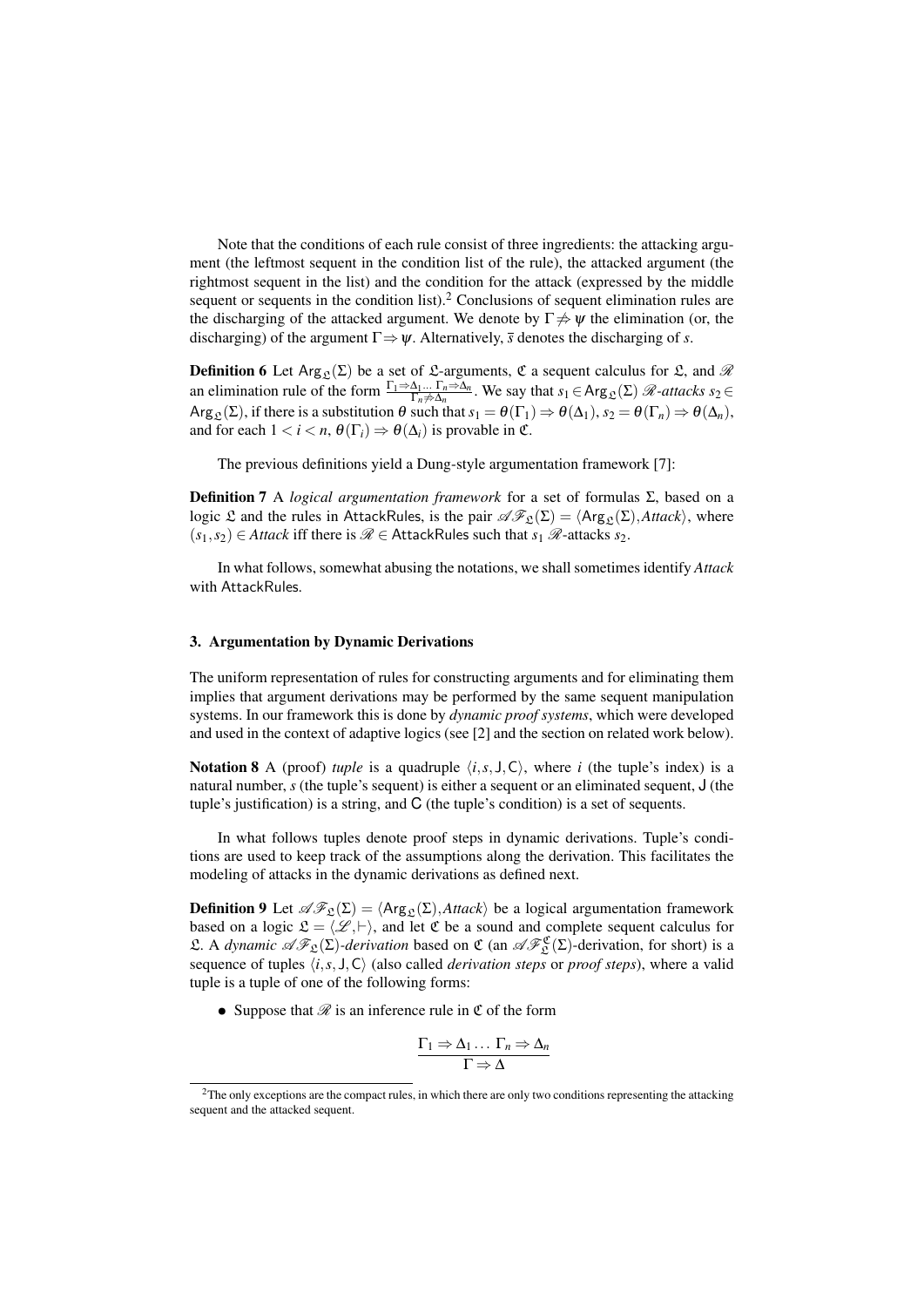Note that the conditions of each rule consist of three ingredients: the attacking argument (the leftmost sequent in the condition list of the rule), the attacked argument (the rightmost sequent in the list) and the condition for the attack (expressed by the middle sequent or sequents in the condition list).[2] Conclusions of sequent elimination rules are the discharging of the attacked argument. We denote by $\Gamma \not\Rightarrow \psi$ the elimination (or, the discharging) of the argument $\Gamma \Rightarrow \psi$. Alternatively, $\overline{s}$ denotes the discharging of $s$.

**Definition 6** Let $\mathsf{Arg}_{\mathfrak{L}}(\Sigma)$ be a set of $\mathfrak{L}$-arguments, $\mathfrak{C}$ a sequent calculus for $\mathfrak{L}$, and $\mathscr{R}$ an elimination rule of the form $\frac{\Gamma_1 \Rightarrow \Delta_1 \dots \Gamma_n \Rightarrow \Delta_n}{\Gamma_n \not\Rightarrow \Delta_n}$. We say that $s_1 \in \mathsf{Arg}_{\mathfrak{L}}(\Sigma)$ *$\mathscr{R}$-attacks* $s_2 \in \mathsf{Arg}_{\mathfrak{L}}(\Sigma)$, if there is a substitution $\theta$ such that $s_1 = \theta(\Gamma_1) \Rightarrow \theta(\Delta_1)$, $s_2 = \theta(\Gamma_n) \Rightarrow \theta(\Delta_n)$, and for each $1 < i < n$, $\theta(\Gamma_i) \Rightarrow \theta(\Delta_i)$ is provable in $\mathfrak{C}$.

The previous definitions yield a Dung-style argumentation framework [7]:

**Definition 7** A *logical argumentation framework* for a set of formulas $\Sigma$, based on a logic $\mathfrak{L}$ and the rules in $\mathsf{AttackRules}$, is the pair $\mathscr{AF}_{\mathfrak{L}}(\Sigma) = \langle \mathsf{Arg}_{\mathfrak{L}}(\Sigma), \mathit{Attack} \rangle$, where $(s_1, s_2) \in \mathit{Attack}$ iff there is $\mathscr{R} \in \mathsf{AttackRules}$ such that $s_1$ $\mathscr{R}$-attacks $s_2$.

In what follows, somewhat abusing the notations, we shall sometimes identify *Attack* with $\mathsf{AttackRules}$.

## 3. Argumentation by Dynamic Derivations

The uniform representation of rules for constructing arguments and for eliminating them implies that argument derivations may be performed by the same sequent manipulation systems. In our framework this is done by *dynamic proof systems*, which were developed and used in the context of adaptive logics (see [2] and the section on related work below).

**Notation 8** A (proof) *tuple* is a quadruple $\langle i, s, \mathsf{J}, \mathsf{C} \rangle$, where $i$ (the tuple's index) is a natural number, $s$ (the tuple's sequent) is either a sequent or an eliminated sequent, $\mathsf{J}$ (the tuple's justification) is a string, and $\mathsf{C}$ (the tuple's condition) is a set of sequents.

In what follows tuples denote proof steps in dynamic derivations. Tuple's conditions are used to keep track of the assumptions along the derivation. This facilitates the modeling of attacks in the dynamic derivations as defined next.

**Definition 9** Let $\mathscr{AF}_{\mathfrak{L}}(\Sigma) = \langle \mathsf{Arg}_{\mathfrak{L}}(\Sigma), \mathit{Attack} \rangle$ be a logical argumentation framework based on a logic $\mathfrak{L} = \langle \mathscr{L}, \vdash \rangle$, and let $\mathfrak{C}$ be a sound and complete sequent calculus for $\mathfrak{L}$. A *dynamic $\mathscr{AF}_{\mathfrak{L}}(\Sigma)$-derivation* based on $\mathfrak{C}$ (an $\mathscr{AF}^{\mathfrak{C}}_{\mathfrak{L}}(\Sigma)$-derivation, for short) is a sequence of tuples $\langle i, s, \mathsf{J}, \mathsf{C} \rangle$ (also called *derivation steps* or *proof steps*), where a valid tuple is a tuple of one of the following forms:

- Suppose that $\mathscr{R}$ is an inference rule in $\mathfrak{C}$ of the form

$$\frac{\Gamma_1 \Rightarrow \Delta_1 \dots \Gamma_n \Rightarrow \Delta_n}{\Gamma \Rightarrow \Delta}$$

[2] The only exceptions are the compact rules, in which there are only two conditions representing the attacking sequent and the attacked sequent.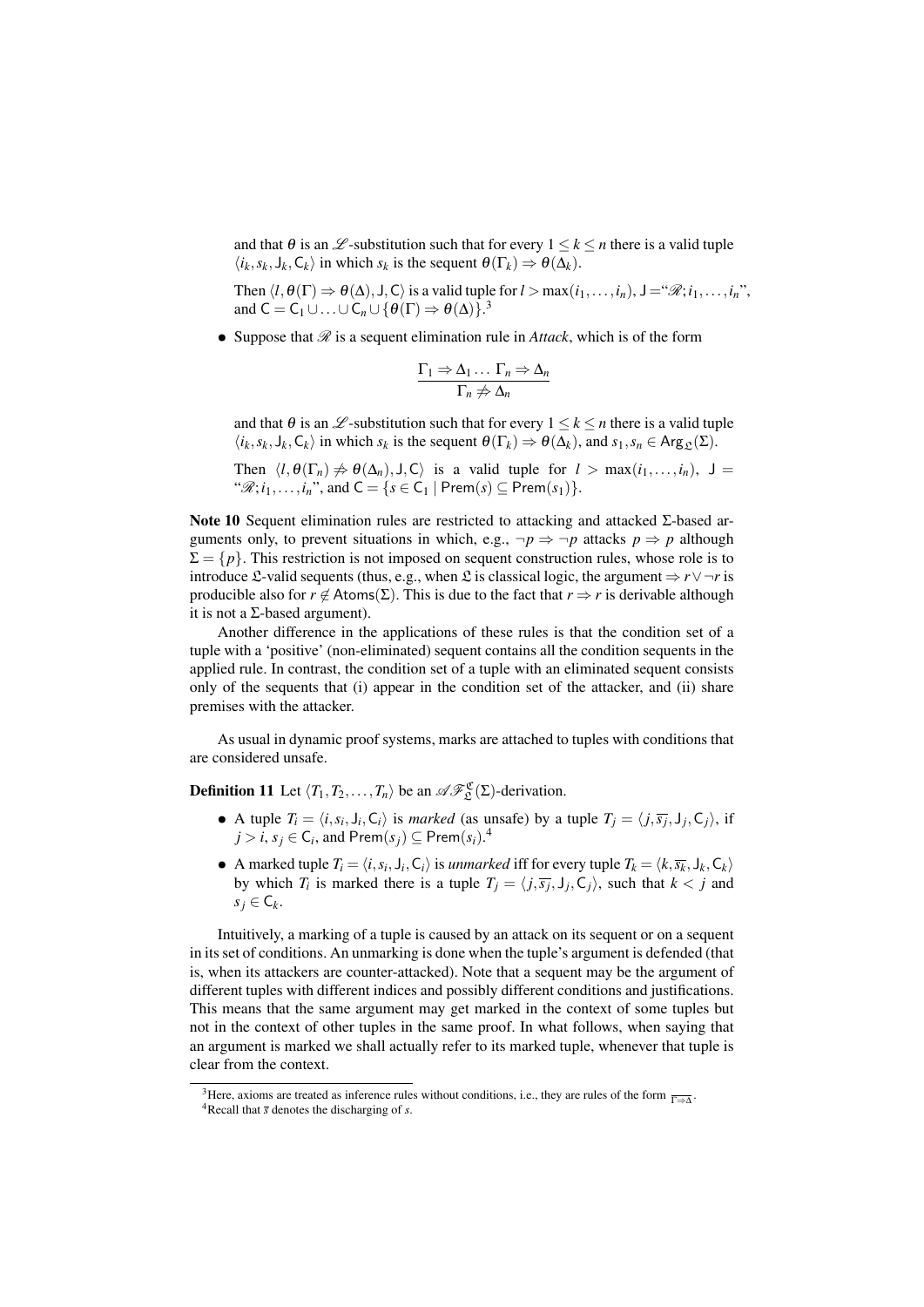and that $\theta$ is an $\mathscr{L}$-substitution such that for every $1 \leq k \leq n$ there is a valid tuple $\langle i_k, s_k, \mathsf{J}_k, \mathsf{C}_k \rangle$ in which $s_k$ is the sequent $\theta(\Gamma_k) \Rightarrow \theta(\Delta_k)$.

Then $\langle l, \theta(\Gamma) \Rightarrow \theta(\Delta), \mathsf{J}, \mathsf{C} \rangle$ is a valid tuple for $l > \max(i_1, \ldots, i_n)$, $\mathsf{J} =$"$\mathscr{R}; i_1, \ldots, i_n$", and $\mathsf{C} = \mathsf{C}_1 \cup \ldots \cup \mathsf{C}_n \cup \{\theta(\Gamma) \Rightarrow \theta(\Delta)\}$.[3]

- Suppose that $\mathscr{R}$ is a sequent elimination rule in *Attack*, which is of the form

$$\frac{\Gamma_1 \Rightarrow \Delta_1 \ldots \ \Gamma_n \Rightarrow \Delta_n}{\Gamma_n \not\Rightarrow \Delta_n}$$

and that $\theta$ is an $\mathscr{L}$-substitution such that for every $1 \leq k \leq n$ there is a valid tuple $\langle i_k, s_k, \mathsf{J}_k, \mathsf{C}_k \rangle$ in which $s_k$ is the sequent $\theta(\Gamma_k) \Rightarrow \theta(\Delta_k)$, and $s_1, s_n \in \mathsf{Arg}_{\mathfrak{L}}(\Sigma)$.

Then $\langle l, \theta(\Gamma_n) \not\Rightarrow \theta(\Delta_n), \mathsf{J}, \mathsf{C} \rangle$ is a valid tuple for $l > \max(i_1, \ldots, i_n)$, $\mathsf{J} =$ "$\mathscr{R}; i_1, \ldots, i_n$", and $\mathsf{C} = \{s \in \mathsf{C}_1 \mid \mathsf{Prem}(s) \subseteq \mathsf{Prem}(s_1)\}$.

**Note 10** Sequent elimination rules are restricted to attacking and attacked $\Sigma$-based arguments only, to prevent situations in which, e.g., $\neg p \Rightarrow \neg p$ attacks $p \Rightarrow p$ although $\Sigma = \{p\}$. This restriction is not imposed on sequent construction rules, whose role is to introduce $\mathfrak{L}$-valid sequents (thus, e.g., when $\mathfrak{L}$ is classical logic, the argument $\Rightarrow r \vee \neg r$ is producible also for $r \notin \mathsf{Atoms}(\Sigma)$. This is due to the fact that $r \Rightarrow r$ is derivable although it is not a $\Sigma$-based argument).

Another difference in the applications of these rules is that the condition set of a tuple with a 'positive' (non-eliminated) sequent contains all the condition sequents in the applied rule. In contrast, the condition set of a tuple with an eliminated sequent consists only of the sequents that (i) appear in the condition set of the attacker, and (ii) share premises with the attacker.

As usual in dynamic proof systems, marks are attached to tuples with conditions that are considered unsafe.

**Definition 11** Let $\langle T_1, T_2, \ldots, T_n \rangle$ be an $\mathscr{AF}^{\mathfrak{C}}_{\mathfrak{L}}(\Sigma)$-derivation.

- A tuple $T_i = \langle i, s_i, \mathsf{J}_i, \mathsf{C}_i \rangle$ is *marked* (as unsafe) by a tuple $T_j = \langle j, \overline{s_j}, \mathsf{J}_j, \mathsf{C}_j \rangle$, if $j > i$, $s_j \in \mathsf{C}_i$, and $\mathsf{Prem}(s_j) \subseteq \mathsf{Prem}(s_i)$.[4]
- A marked tuple $T_i = \langle i, s_i, \mathsf{J}_i, \mathsf{C}_i \rangle$ is *unmarked* iff for every tuple $T_k = \langle k, \overline{s_k}, \mathsf{J}_k, \mathsf{C}_k \rangle$ by which $T_i$ is marked there is a tuple $T_j = \langle j, \overline{s_j}, \mathsf{J}_j, \mathsf{C}_j \rangle$, such that $k < j$ and $s_j \in \mathsf{C}_k$.

Intuitively, a marking of a tuple is caused by an attack on its sequent or on a sequent in its set of conditions. An unmarking is done when the tuple's argument is defended (that is, when its attackers are counter-attacked). Note that a sequent may be the argument of different tuples with different indices and possibly different conditions and justifications. This means that the same argument may get marked in the context of some tuples but not in the context of other tuples in the same proof. In what follows, when saying that an argument is marked we shall actually refer to its marked tuple, whenever that tuple is clear from the context.

---

[3] Here, axioms are treated as inference rules without conditions, i.e., they are rules of the form $\overline{\Gamma \Rightarrow \Delta}$.

[4] Recall that $\overline{s}$ denotes the discharging of $s$.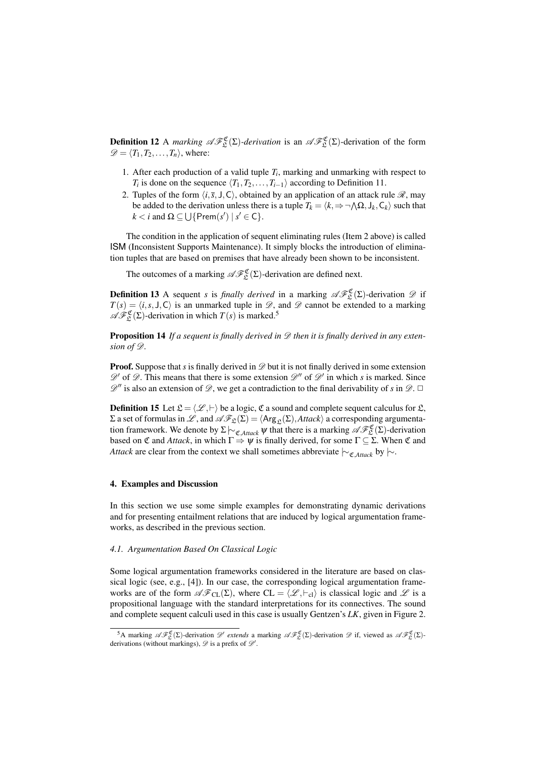**Definition 12** A *marking* $\mathscr{AF}^{\mathfrak{C}}_{\mathfrak{L}}(\Sigma)$*-derivation* is an $\mathscr{AF}^{\mathfrak{C}}_{\mathfrak{L}}(\Sigma)$-derivation of the form $\mathscr{D} = \langle T_1, T_2, \ldots, T_n \rangle$, where:

1. After each production of a valid tuple $T_i$, marking and unmarking with respect to $T_i$ is done on the sequence $\langle T_1, T_2, \ldots, T_{i-1} \rangle$ according to Definition 11.
2. Tuples of the form $\langle i, \bar{s}, \mathsf{J}, \mathsf{C} \rangle$, obtained by an application of an attack rule $\mathscr{R}$, may be added to the derivation unless there is a tuple $T_k = \langle k, \Rightarrow \neg \bigwedge \Omega, \mathsf{J}_k, \mathsf{C}_k \rangle$ such that $k < i$ and $\Omega \subseteq \bigcup \{\mathsf{Prem}(s') \mid s' \in \mathsf{C}\}$.

The condition in the application of sequent eliminating rules (Item 2 above) is called ISM (Inconsistent Supports Maintenance). It simply blocks the introduction of elimination tuples that are based on premises that have already been shown to be inconsistent.

The outcomes of a marking $\mathscr{AF}^{\mathfrak{C}}_{\mathfrak{L}}(\Sigma)$-derivation are defined next.

**Definition 13** A sequent $s$ is *finally derived* in a marking $\mathscr{AF}^{\mathfrak{C}}_{\mathfrak{L}}(\Sigma)$-derivation $\mathscr{D}$ if $T(s) = \langle i, s, \mathsf{J}, \mathsf{C} \rangle$ is an unmarked tuple in $\mathscr{D}$, and $\mathscr{D}$ cannot be extended to a marking $\mathscr{AF}^{\mathfrak{C}}_{\mathfrak{L}}(\Sigma)$-derivation in which $T(s)$ is marked.[5]

**Proposition 14** *If a sequent is finally derived in $\mathscr{D}$ then it is finally derived in any extension of $\mathscr{D}$.*

**Proof.** Suppose that $s$ is finally derived in $\mathscr{D}$ but it is not finally derived in some extension $\mathscr{D}'$ of $\mathscr{D}$. This means that there is some extension $\mathscr{D}''$ of $\mathscr{D}'$ in which $s$ is marked. Since $\mathscr{D}''$ is also an extension of $\mathscr{D}$, we get a contradiction to the final derivability of $s$ in $\mathscr{D}$. □

**Definition 15** Let $\mathfrak{L} = \langle \mathscr{L}, \vdash \rangle$ be a logic, $\mathfrak{C}$ a sound and complete sequent calculus for $\mathfrak{L}$, $\Sigma$ a set of formulas in $\mathscr{L}$, and $\mathscr{AF}_{\mathfrak{L}}(\Sigma) = \langle \mathsf{Arg}_{\mathfrak{L}}(\Sigma), \mathit{Attack} \rangle$ a corresponding argumentation framework. We denote by $\Sigma \mathrel{|\!\sim}_{\mathfrak{C},\mathit{Attack}} \psi$ that there is a marking $\mathscr{AF}^{\mathfrak{C}}_{\mathfrak{L}}(\Sigma)$-derivation based on $\mathfrak{C}$ and *Attack*, in which $\Gamma \Rightarrow \psi$ is finally derived, for some $\Gamma \subseteq \Sigma$. When $\mathfrak{C}$ and *Attack* are clear from the context we shall sometimes abbreviate $\mathrel{|\!\sim}_{\mathfrak{C},\mathit{Attack}}$ by $\mathrel{|\!\sim}$.

## 4. Examples and Discussion

In this section we use some simple examples for demonstrating dynamic derivations and for presenting entailment relations that are induced by logical argumentation frameworks, as described in the previous section.

### 4.1. Argumentation Based On Classical Logic

Some logical argumentation frameworks considered in the literature are based on classical logic (see, e.g., [4]). In our case, the corresponding logical argumentation frameworks are of the form $\mathscr{AF}_{\mathrm{CL}}(\Sigma)$, where $\mathrm{CL} = \langle \mathscr{L}, \vdash_{\mathrm{cl}} \rangle$ is classical logic and $\mathscr{L}$ is a propositional language with the standard interpretations for its connectives. The sound and complete sequent calculi used in this case is usually Gentzen's *LK*, given in Figure 2.

---

[5] A marking $\mathscr{AF}^{\mathfrak{C}}_{\mathfrak{L}}(\Sigma)$-derivation $\mathscr{D}'$ *extends* a marking $\mathscr{AF}^{\mathfrak{C}}_{\mathfrak{L}}(\Sigma)$-derivation $\mathscr{D}$ if, viewed as $\mathscr{AF}^{\mathfrak{C}}_{\mathfrak{L}}(\Sigma)$-derivations (without markings), $\mathscr{D}$ is a prefix of $\mathscr{D}'$.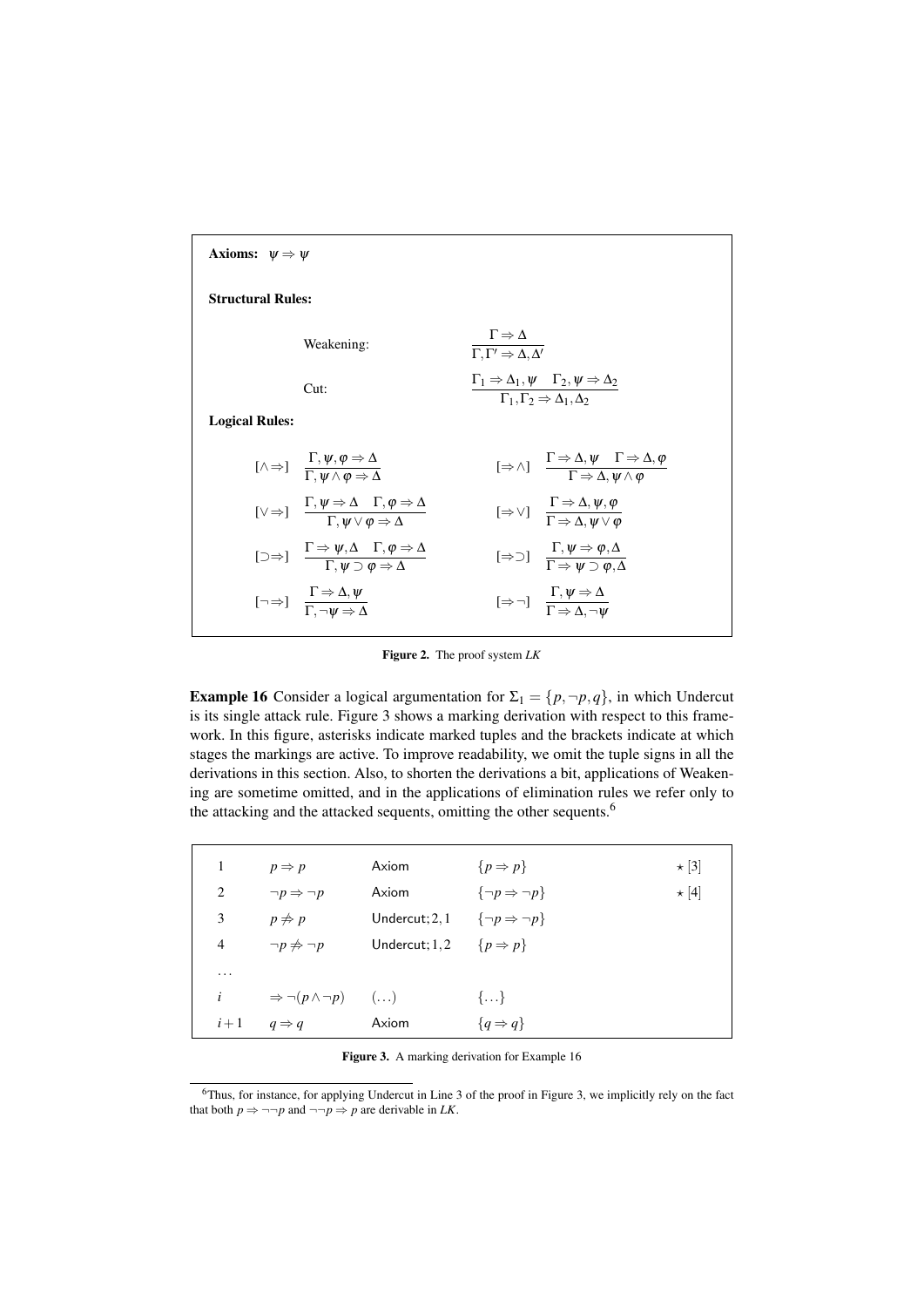**Axioms:** $\psi \Rightarrow \psi$

**Structural Rules:**

Weakening: $$\frac{\Gamma \Rightarrow \Delta}{\Gamma, \Gamma' \Rightarrow \Delta, \Delta'}$$

Cut: $$\frac{\Gamma_1 \Rightarrow \Delta_1, \psi \quad \Gamma_2, \psi \Rightarrow \Delta_2}{\Gamma_1, \Gamma_2 \Rightarrow \Delta_1, \Delta_2}$$

**Logical Rules:**

$[\wedge\Rightarrow]$ $$\frac{\Gamma, \psi, \varphi \Rightarrow \Delta}{\Gamma, \psi \wedge \varphi \Rightarrow \Delta}$$

$[\Rightarrow\wedge]$ $$\frac{\Gamma \Rightarrow \Delta, \psi \quad \Gamma \Rightarrow \Delta, \varphi}{\Gamma \Rightarrow \Delta, \psi \wedge \varphi}$$

$[\vee\Rightarrow]$ $$\frac{\Gamma, \psi \Rightarrow \Delta \quad \Gamma, \varphi \Rightarrow \Delta}{\Gamma, \psi \vee \varphi \Rightarrow \Delta}$$

$[\Rightarrow\vee]$ $$\frac{\Gamma \Rightarrow \Delta, \psi, \varphi}{\Gamma \Rightarrow \Delta, \psi \vee \varphi}$$

$[\supset\Rightarrow]$ $$\frac{\Gamma \Rightarrow \psi, \Delta \quad \Gamma, \varphi \Rightarrow \Delta}{\Gamma, \psi \supset \varphi \Rightarrow \Delta}$$

$[\Rightarrow\supset]$ $$\frac{\Gamma, \psi \Rightarrow \varphi, \Delta}{\Gamma \Rightarrow \psi \supset \varphi, \Delta}$$

$[\neg\Rightarrow]$ $$\frac{\Gamma \Rightarrow \Delta, \psi}{\Gamma, \neg\psi \Rightarrow \Delta}$$

$[\Rightarrow\neg]$ $$\frac{\Gamma, \psi \Rightarrow \Delta}{\Gamma \Rightarrow \Delta, \neg\psi}$$

**Figure 2.** The proof system *LK*

**Example 16** Consider a logical argumentation for $\Sigma_1 = \{p, \neg p, q\}$, in which Undercut is its single attack rule. Figure 3 shows a marking derivation with respect to this framework. In this figure, asterisks indicate marked tuples and the brackets indicate at which stages the markings are active. To improve readability, we omit the tuple signs in all the derivations in this section. Also, to shorten the derivations a bit, applications of Weakening are sometime omitted, and in the applications of elimination rules we refer only to the attacking and the attacked sequents, omitting the other sequents.[6]

| | | | | |
|---|---|---|---|---|
| 1 | $p \Rightarrow p$ | Axiom | $\{p \Rightarrow p\}$ | $\star$ [3] |
| 2 | $\neg p \Rightarrow \neg p$ | Axiom | $\{\neg p \Rightarrow \neg p\}$ | $\star$ [4] |
| 3 | $p \not\Rightarrow p$ | Undercut; 2, 1 | $\{\neg p \Rightarrow \neg p\}$ | |
| 4 | $\neg p \not\Rightarrow \neg p$ | Undercut; 1, 2 | $\{p \Rightarrow p\}$ | |
| ... | | | | |
| $i$ | $\Rightarrow \neg(p \wedge \neg p)$ | $(\ldots)$ | $\{\ldots\}$ | |
| $i+1$ | $q \Rightarrow q$ | Axiom | $\{q \Rightarrow q\}$ | |

**Figure 3.** A marking derivation for Example 16

[6] Thus, for instance, for applying Undercut in Line 3 of the proof in Figure 3, we implicitly rely on the fact that both $p \Rightarrow \neg\neg p$ and $\neg\neg p \Rightarrow p$ are derivable in *LK*.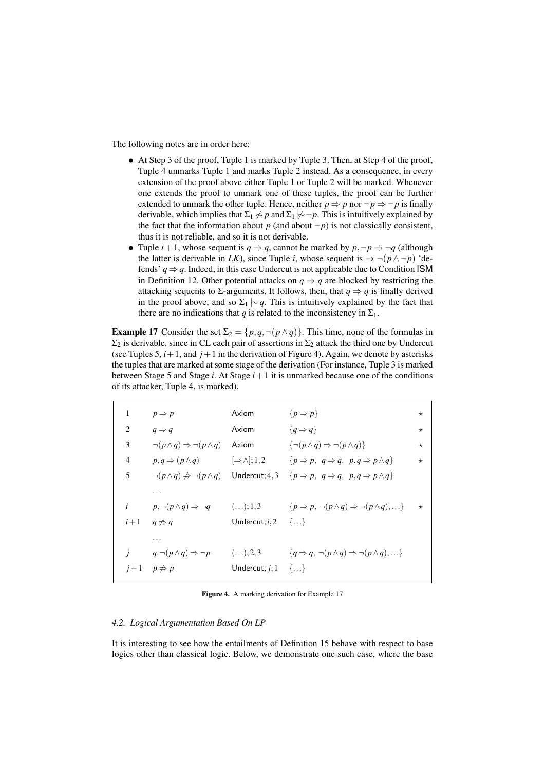The following notes are in order here:

- At Step 3 of the proof, Tuple 1 is marked by Tuple 3. Then, at Step 4 of the proof, Tuple 4 unmarks Tuple 1 and marks Tuple 2 instead. As a consequence, in every extension of the proof above either Tuple 1 or Tuple 2 will be marked. Whenever one extends the proof to unmark one of these tuples, the proof can be further extended to unmark the other tuple. Hence, neither $p \Rightarrow p$ nor $\neg p \Rightarrow \neg p$ is finally derivable, which implies that $\Sigma_1 \not\mathrel{|\!\sim} p$ and $\Sigma_1 \not\mathrel{|\!\sim} \neg p$. This is intuitively explained by the fact that the information about $p$ (and about $\neg p$) is not classically consistent, thus it is not reliable, and so it is not derivable.
- Tuple $i+1$, whose sequent is $q \Rightarrow q$, cannot be marked by $p, \neg p \Rightarrow \neg q$ (although the latter is derivable in *LK*), since Tuple $i$, whose sequent is $\Rightarrow \neg(p \wedge \neg p)$ 'defends' $q \Rightarrow q$. Indeed, in this case Undercut is not applicable due to Condition ISM in Definition 12. Other potential attacks on $q \Rightarrow q$ are blocked by restricting the attacking sequents to $\Sigma$-arguments. It follows, then, that $q \Rightarrow q$ is finally derived in the proof above, and so $\Sigma_1 \mathrel{|\!\sim} q$. This is intuitively explained by the fact that there are no indications that $q$ is related to the inconsistency in $\Sigma_1$.

**Example 17** Consider the set $\Sigma_2 = \{p, q, \neg(p \wedge q)\}$. This time, none of the formulas in $\Sigma_2$ is derivable, since in CL each pair of assertions in $\Sigma_2$ attack the third one by Undercut (see Tuples 5, $i+1$, and $j+1$ in the derivation of Figure 4). Again, we denote by asterisks the tuples that are marked at some stage of the derivation (For instance, Tuple 3 is marked between Stage 5 and Stage $i$. At Stage $i+1$ it is unmarked because one of the conditions of its attacker, Tuple 4, is marked).

| | | | | |
|---|---|---|---|---|
| 1 | $p \Rightarrow p$ | Axiom | $\{p \Rightarrow p\}$ | $\star$ |
| 2 | $q \Rightarrow q$ | Axiom | $\{q \Rightarrow q\}$ | $\star$ |
| 3 | $\neg(p \wedge q) \Rightarrow \neg(p \wedge q)$ | Axiom | $\{\neg(p \wedge q) \Rightarrow \neg(p \wedge q)\}$ | $\star$ |
| 4 | $p, q \Rightarrow (p \wedge q)$ | $[\Rightarrow \wedge]; 1, 2$ | $\{p \Rightarrow p,\ q \Rightarrow q,\ p, q \Rightarrow p \wedge q\}$ | $\star$ |
| 5 | $\neg(p \wedge q) \not\Rightarrow \neg(p \wedge q)$ | Undercut; 4, 3 | $\{p \Rightarrow p,\ q \Rightarrow q,\ p, q \Rightarrow p \wedge q\}$ | |
| | $\ldots$ | | | |
| $i$ | $p, \neg(p \wedge q) \Rightarrow \neg q$ | $(\ldots); 1, 3$ | $\{p \Rightarrow p,\ \neg(p \wedge q) \Rightarrow \neg(p \wedge q), \ldots\}$ | $\star$ |
| $i+1$ | $q \not\Rightarrow q$ | Undercut; $i$, 2 | $\{\ldots\}$ | |
| | $\ldots$ | | | |
| $j$ | $q, \neg(p \wedge q) \Rightarrow \neg p$ | $(\ldots); 2, 3$ | $\{q \Rightarrow q,\ \neg(p \wedge q) \Rightarrow \neg(p \wedge q), \ldots\}$ | |
| $j+1$ | $p \not\Rightarrow p$ | Undercut; $j$, 1 | $\{\ldots\}$ | |

**Figure 4.** A marking derivation for Example 17

### 4.2. Logical Argumentation Based On LP

It is interesting to see how the entailments of Definition 15 behave with respect to base logics other than classical logic. Below, we demonstrate one such case, where the base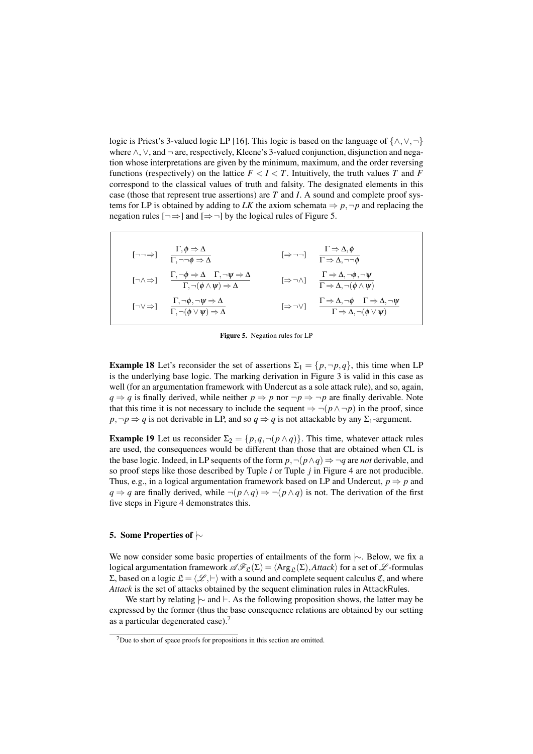logic is Priest's 3-valued logic LP [16]. This logic is based on the language of $\{\wedge, \vee, \neg\}$ where $\wedge$, $\vee$, and $\neg$ are, respectively, Kleene's 3-valued conjunction, disjunction and negation whose interpretations are given by the minimum, maximum, and the order reversing functions (respectively) on the lattice $F < I < T$. Intuitively, the truth values $T$ and $F$ correspond to the classical values of truth and falsity. The designated elements in this case (those that represent true assertions) are $T$ and $I$. A sound and complete proof systems for LP is obtained by adding to *LK* the axiom schemata $\Rightarrow p, \neg p$ and replacing the negation rules $[\neg\Rightarrow]$ and $[\Rightarrow\neg]$ by the logical rules of Figure 5.

$$[\neg\neg\Rightarrow] \quad \frac{\Gamma, \phi \Rightarrow \Delta}{\Gamma, \neg\neg\phi \Rightarrow \Delta} \qquad [\Rightarrow\neg\neg] \quad \frac{\Gamma \Rightarrow \Delta, \phi}{\Gamma \Rightarrow \Delta, \neg\neg\phi}$$

$$[\neg\wedge\Rightarrow] \quad \frac{\Gamma, \neg\phi \Rightarrow \Delta \quad \Gamma, \neg\psi \Rightarrow \Delta}{\Gamma, \neg(\phi \wedge \psi) \Rightarrow \Delta} \qquad [\Rightarrow\neg\wedge] \quad \frac{\Gamma \Rightarrow \Delta, \neg\phi, \neg\psi}{\Gamma \Rightarrow \Delta, \neg(\phi \wedge \psi)}$$

$$[\neg\vee\Rightarrow] \quad \frac{\Gamma, \neg\phi, \neg\psi \Rightarrow \Delta}{\Gamma, \neg(\phi \vee \psi) \Rightarrow \Delta} \qquad [\Rightarrow\neg\vee] \quad \frac{\Gamma \Rightarrow \Delta, \neg\phi \quad \Gamma \Rightarrow \Delta, \neg\psi}{\Gamma \Rightarrow \Delta, \neg(\phi \vee \psi)}$$

**Figure 5.** Negation rules for LP

**Example 18** Let's reconsider the set of assertions $\Sigma_1 = \{p, \neg p, q\}$, this time when LP is the underlying base logic. The marking derivation in Figure 3 is valid in this case as well (for an argumentation framework with Undercut as a sole attack rule), and so, again, $q \Rightarrow q$ is finally derived, while neither $p \Rightarrow p$ nor $\neg p \Rightarrow \neg p$ are finally derivable. Note that this time it is not necessary to include the sequent $\Rightarrow \neg(p \wedge \neg p)$ in the proof, since $p, \neg p \Rightarrow q$ is not derivable in LP, and so $q \Rightarrow q$ is not attackable by any $\Sigma_1$-argument.

**Example 19** Let us reconsider $\Sigma_2 = \{p, q, \neg(p \wedge q)\}$. This time, whatever attack rules are used, the consequences would be different than those that are obtained when CL is the base logic. Indeed, in LP sequents of the form $p, \neg(p \wedge q) \Rightarrow \neg q$ are *not* derivable, and so proof steps like those described by Tuple $i$ or Tuple $j$ in Figure 4 are not producible. Thus, e.g., in a logical argumentation framework based on LP and Undercut, $p \Rightarrow p$ and $q \Rightarrow q$ are finally derived, while $\neg(p \wedge q) \Rightarrow \neg(p \wedge q)$ is not. The derivation of the first five steps in Figure 4 demonstrates this.

## 5. Some Properties of $\mid\!\sim$

We now consider some basic properties of entailments of the form $\mid\!\sim$. Below, we fix a logical argumentation framework $\mathscr{AF}_{\mathfrak{L}}(\Sigma) = \langle \mathsf{Arg}_{\mathfrak{L}}(\Sigma), \mathit{Attack} \rangle$ for a set of $\mathscr{L}$-formulas $\Sigma$, based on a logic $\mathfrak{L} = \langle \mathscr{L}, \vdash \rangle$ with a sound and complete sequent calculus $\mathfrak{C}$, and where *Attack* is the set of attacks obtained by the sequent elimination rules in AttackRules.

We start by relating $\mid\!\sim$ and $\vdash$. As the following proposition shows, the latter may be expressed by the former (thus the base consequence relations are obtained by our setting as a particular degenerated case).[7]

[7] Due to short of space proofs for propositions in this section are omitted.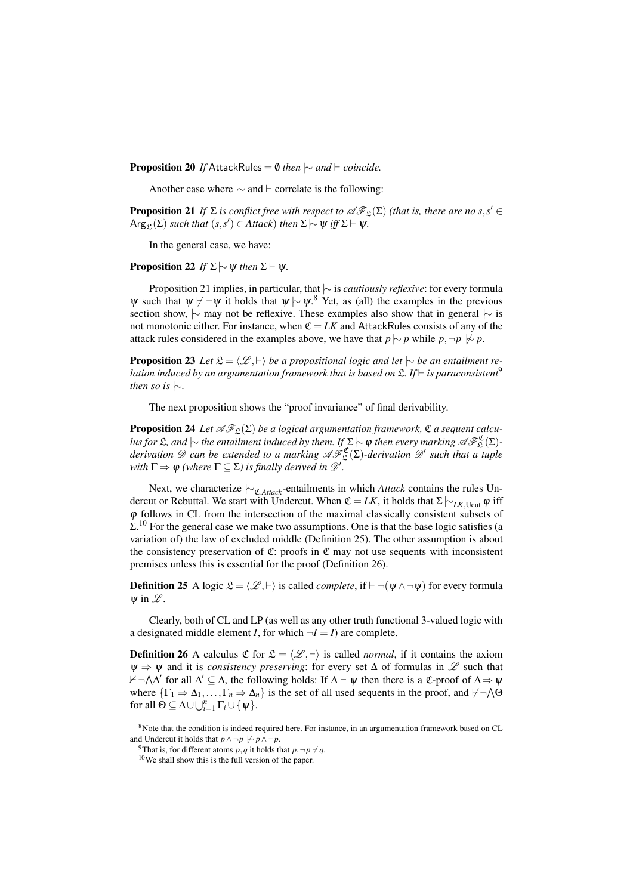**Proposition 20** *If* $\mathsf{AttackRules} = \emptyset$ *then* $\mid\!\sim$ *and* $\vdash$ *coincide.*

Another case where $\mid\!\sim$ and $\vdash$ correlate is the following:

**Proposition 21** *If* $\Sigma$ *is conflict free with respect to* $\mathscr{AF}_{\mathfrak{L}}(\Sigma)$ *(that is, there are no* $s, s' \in \mathsf{Arg}_{\mathfrak{L}}(\Sigma)$ *such that* $(s, s') \in Attack$*) then* $\Sigma \mid\!\sim \psi$ *iff* $\Sigma \vdash \psi$*.*

In the general case, we have:

**Proposition 22** *If* $\Sigma \mid\!\sim \psi$ *then* $\Sigma \vdash \psi$*.*

Proposition 21 implies, in particular, that $\mid\!\sim$ is *cautiously reflexive*: for every formula $\psi$ such that $\psi \not\vdash \neg\psi$ it holds that $\psi \mid\!\sim \psi$.[8] Yet, as (all) the examples in the previous section show, $\mid\!\sim$ may not be reflexive. These examples also show that in general $\mid\!\sim$ is not monotonic either. For instance, when $\mathfrak{C} = LK$ and $\mathsf{AttackRules}$ consists of any of the attack rules considered in the examples above, we have that $p \mid\!\sim p$ while $p, \neg p \not\mid\!\sim p$.

**Proposition 23** *Let* $\mathfrak{L} = \langle \mathscr{L}, \vdash \rangle$ *be a propositional logic and let* $\mid\!\sim$ *be an entailment relation induced by an argumentation framework that is based on* $\mathfrak{L}$*. If* $\vdash$ *is paraconsistent*[9] *then so is* $\mid\!\sim$*.*

The next proposition shows the "proof invariance" of final derivability.

**Proposition 24** *Let* $\mathscr{AF}_{\mathfrak{L}}(\Sigma)$ *be a logical argumentation framework,* $\mathfrak{C}$ *a sequent calculus for* $\mathfrak{L}$*, and* $\mid\!\sim$ *the entailment induced by them. If* $\Sigma \mid\!\sim \varphi$ *then every marking* $\mathscr{AF}^{\mathfrak{C}}_{\mathfrak{L}}(\Sigma)$*-derivation* $\mathscr{D}$ *can be extended to a marking* $\mathscr{AF}^{\mathfrak{C}}_{\mathfrak{L}}(\Sigma)$*-derivation* $\mathscr{D}'$ *such that a tuple with* $\Gamma \Rightarrow \varphi$ *(where* $\Gamma \subseteq \Sigma$*) is finally derived in* $\mathscr{D}'$*.*

Next, we characterize $\mid\!\sim_{\mathfrak{C},Attack}$-entailments in which *Attack* contains the rules Undercut or Rebuttal. We start with Undercut. When $\mathfrak{C} = LK$, it holds that $\Sigma \mid\!\sim_{LK,\mathrm{Ucut}} \varphi$ iff $\varphi$ follows in CL from the intersection of the maximal classically consistent subsets of $\Sigma$.[10] For the general case we make two assumptions. One is that the base logic satisfies (a variation of) the law of excluded middle (Definition 25). The other assumption is about the consistency preservation of $\mathfrak{C}$: proofs in $\mathfrak{C}$ may not use sequents with inconsistent premises unless this is essential for the proof (Definition 26).

**Definition 25** A logic $\mathfrak{L} = \langle \mathscr{L}, \vdash \rangle$ is called *complete*, if $\vdash \neg(\psi \wedge \neg\psi)$ for every formula $\psi$ in $\mathscr{L}$.

Clearly, both of CL and LP (as well as any other truth functional 3-valued logic with a designated middle element $I$, for which $\neg I = I$) are complete.

**Definition 26** A calculus $\mathfrak{C}$ for $\mathfrak{L} = \langle \mathscr{L}, \vdash \rangle$ is called *normal*, if it contains the axiom $\psi \Rightarrow \psi$ and it is *consistency preserving*: for every set $\Delta$ of formulas in $\mathscr{L}$ such that $\not\vdash \neg\bigwedge\Delta'$ for all $\Delta' \subseteq \Delta$, the following holds: If $\Delta \vdash \psi$ then there is a $\mathfrak{C}$-proof of $\Delta \Rightarrow \psi$ where $\{\Gamma_1 \Rightarrow \Delta_1, \ldots, \Gamma_n \Rightarrow \Delta_n\}$ is the set of all used sequents in the proof, and $\not\vdash \neg\bigwedge\Theta$ for all $\Theta \subseteq \Delta \cup \bigcup_{i=1}^{n} \Gamma_i \cup \{\psi\}$.

---

[8] Note that the condition is indeed required here. For instance, in an argumentation framework based on CL and Undercut it holds that $p \wedge \neg p \not\mid\!\sim p \wedge \neg p$.

[9] That is, for different atoms $p, q$ it holds that $p, \neg p \not\vdash q$.

[10] We shall show this is the full version of the paper.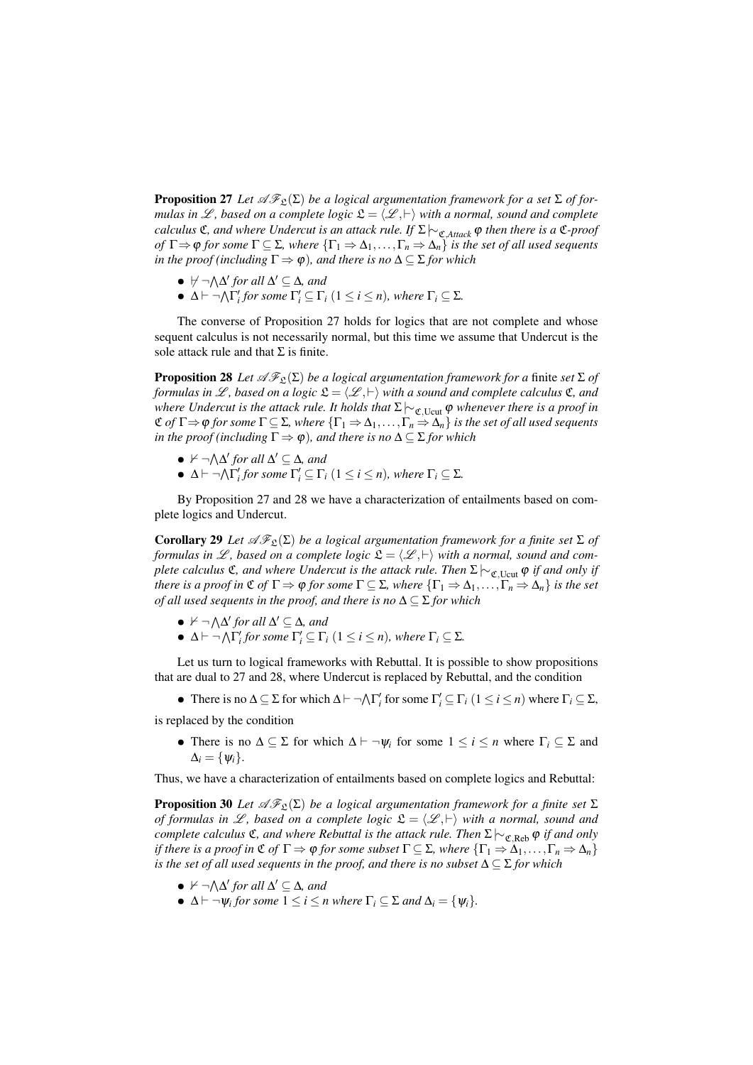**Proposition 27** *Let $\mathscr{AF}_{\mathfrak{L}}(\Sigma)$ be a logical argumentation framework for a set $\Sigma$ of formulas in $\mathscr{L}$, based on a complete logic $\mathfrak{L} = \langle \mathscr{L}, \vdash \rangle$ with a normal, sound and complete calculus $\mathfrak{C}$, and where Undercut is an attack rule. If $\Sigma \mid\!\sim_{\mathfrak{C},Attack} \varphi$ then there is a $\mathfrak{C}$-proof of $\Gamma \Rightarrow \varphi$ for some $\Gamma \subseteq \Sigma$, where $\{\Gamma_1 \Rightarrow \Delta_1, \ldots, \Gamma_n \Rightarrow \Delta_n\}$ is the set of all used sequents in the proof (including $\Gamma \Rightarrow \varphi$), and there is no $\Delta \subseteq \Sigma$ for which*

- $\not\vdash \neg \bigwedge \Delta'$ *for all* $\Delta' \subseteq \Delta$, *and*
- $\Delta \vdash \neg \bigwedge \Gamma_i'$ *for some* $\Gamma_i' \subseteq \Gamma_i$ $(1 \leq i \leq n)$, *where* $\Gamma_i \subseteq \Sigma$.

The converse of Proposition 27 holds for logics that are not complete and whose sequent calculus is not necessarily normal, but this time we assume that Undercut is the sole attack rule and that $\Sigma$ is finite.

**Proposition 28** *Let $\mathscr{AF}_{\mathfrak{L}}(\Sigma)$ be a logical argumentation framework for a* finite *set $\Sigma$ of formulas in $\mathscr{L}$, based on a logic $\mathfrak{L} = \langle \mathscr{L}, \vdash \rangle$ with a sound and complete calculus $\mathfrak{C}$, and where Undercut is the attack rule. It holds that $\Sigma \mid\!\sim_{\mathfrak{C},\mathrm{Ucut}} \varphi$ whenever there is a proof in $\mathfrak{C}$ of $\Gamma \Rightarrow \varphi$ for some $\Gamma \subseteq \Sigma$, where $\{\Gamma_1 \Rightarrow \Delta_1, \ldots, \Gamma_n \Rightarrow \Delta_n\}$ is the set of all used sequents in the proof (including $\Gamma \Rightarrow \varphi$), and there is no $\Delta \subseteq \Sigma$ for which*

- $\not\vdash \neg \bigwedge \Delta'$ *for all* $\Delta' \subseteq \Delta$, *and*
- $\Delta \vdash \neg \bigwedge \Gamma_i'$ *for some* $\Gamma_i' \subseteq \Gamma_i$ $(1 \leq i \leq n)$, *where* $\Gamma_i \subseteq \Sigma$.

By Proposition 27 and 28 we have a characterization of entailments based on complete logics and Undercut.

**Corollary 29** *Let $\mathscr{AF}_{\mathfrak{L}}(\Sigma)$ be a logical argumentation framework for a finite set $\Sigma$ of formulas in $\mathscr{L}$, based on a complete logic $\mathfrak{L} = \langle \mathscr{L}, \vdash \rangle$ with a normal, sound and complete calculus $\mathfrak{C}$, and where Undercut is the attack rule. Then $\Sigma \mid\!\sim_{\mathfrak{C},\mathrm{Ucut}} \varphi$ if and only if there is a proof in $\mathfrak{C}$ of $\Gamma \Rightarrow \varphi$ for some $\Gamma \subseteq \Sigma$, where $\{\Gamma_1 \Rightarrow \Delta_1, \ldots, \Gamma_n \Rightarrow \Delta_n\}$ is the set of all used sequents in the proof, and there is no $\Delta \subseteq \Sigma$ for which*

- $\not\vdash \neg \bigwedge \Delta'$ *for all* $\Delta' \subseteq \Delta$, *and*
- $\Delta \vdash \neg \bigwedge \Gamma_i'$ *for some* $\Gamma_i' \subseteq \Gamma_i$ $(1 \leq i \leq n)$, *where* $\Gamma_i \subseteq \Sigma$.

Let us turn to logical frameworks with Rebuttal. It is possible to show propositions that are dual to 27 and 28, where Undercut is replaced by Rebuttal, and the condition

- There is no $\Delta \subseteq \Sigma$ for which $\Delta \vdash \neg \bigwedge \Gamma_i'$ for some $\Gamma_i' \subseteq \Gamma_i$ $(1 \leq i \leq n)$ where $\Gamma_i \subseteq \Sigma$,

is replaced by the condition

- There is no $\Delta \subseteq \Sigma$ for which $\Delta \vdash \neg \psi_i$ for some $1 \leq i \leq n$ where $\Gamma_i \subseteq \Sigma$ and $\Delta_i = \{\psi_i\}$.

Thus, we have a characterization of entailments based on complete logics and Rebuttal:

**Proposition 30** *Let $\mathscr{AF}_{\mathfrak{L}}(\Sigma)$ be a logical argumentation framework for a finite set $\Sigma$ of formulas in $\mathscr{L}$, based on a complete logic $\mathfrak{L} = \langle \mathscr{L}, \vdash \rangle$ with a normal, sound and complete calculus $\mathfrak{C}$, and where Rebuttal is the attack rule. Then $\Sigma \mid\!\sim_{\mathfrak{C},\mathrm{Reb}} \varphi$ if and only if there is a proof in $\mathfrak{C}$ of $\Gamma \Rightarrow \varphi$ for some subset $\Gamma \subseteq \Sigma$, where $\{\Gamma_1 \Rightarrow \Delta_1, \ldots, \Gamma_n \Rightarrow \Delta_n\}$ is the set of all used sequents in the proof, and there is no subset $\Delta \subseteq \Sigma$ for which*

- $\not\vdash \neg \bigwedge \Delta'$ *for all* $\Delta' \subseteq \Delta$, *and*
- $\Delta \vdash \neg \psi_i$ *for some* $1 \leq i \leq n$ *where* $\Gamma_i \subseteq \Sigma$ *and* $\Delta_i = \{\psi_i\}$.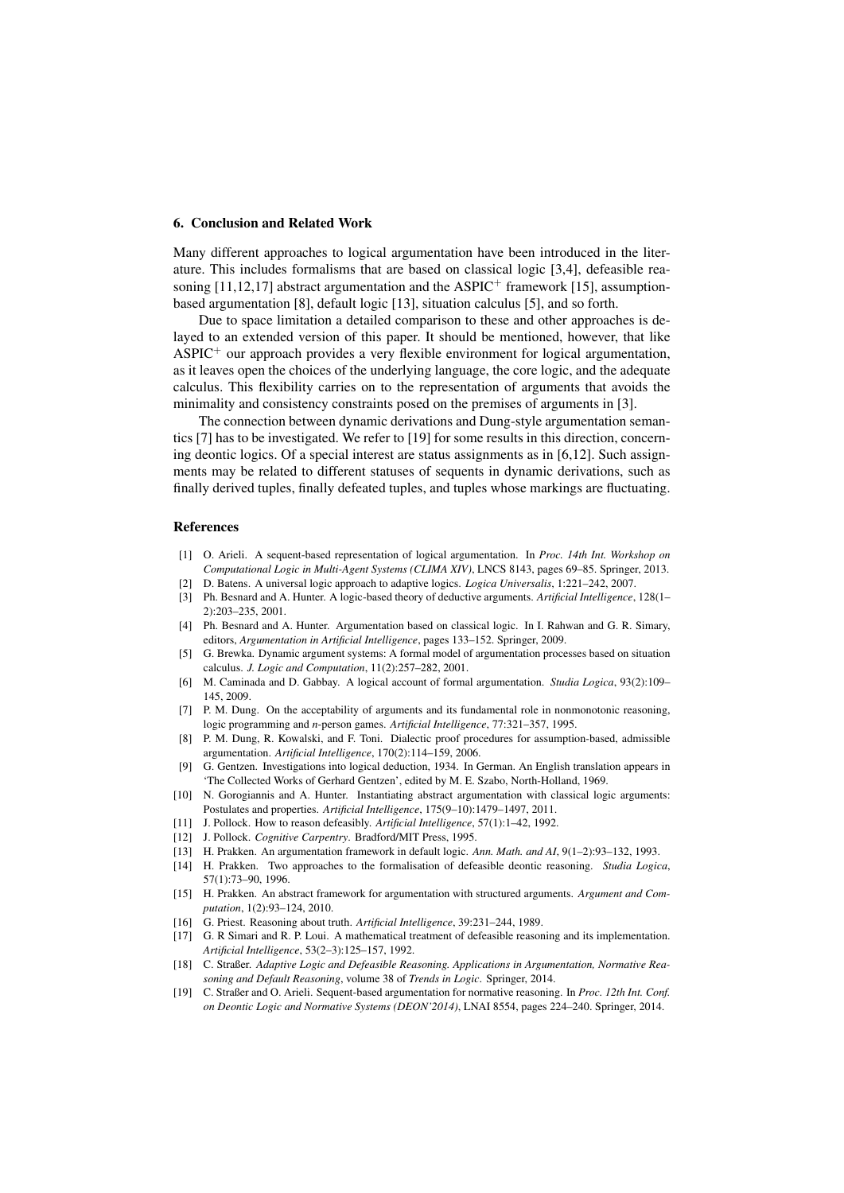## 6. Conclusion and Related Work

Many different approaches to logical argumentation have been introduced in the literature. This includes formalisms that are based on classical logic [3,4], defeasible reasoning [11,12,17] abstract argumentation and the ASPIC$^+$ framework [15], assumption-based argumentation [8], default logic [13], situation calculus [5], and so forth.

Due to space limitation a detailed comparison to these and other approaches is delayed to an extended version of this paper. It should be mentioned, however, that like ASPIC$^+$ our approach provides a very flexible environment for logical argumentation, as it leaves open the choices of the underlying language, the core logic, and the adequate calculus. This flexibility carries on to the representation of arguments that avoids the minimality and consistency constraints posed on the premises of arguments in [3].

The connection between dynamic derivations and Dung-style argumentation semantics [7] has to be investigated. We refer to [19] for some results in this direction, concerning deontic logics. Of a special interest are status assignments as in [6,12]. Such assignments may be related to different statuses of sequents in dynamic derivations, such as finally derived tuples, finally defeated tuples, and tuples whose markings are fluctuating.

## References

[1] O. Arieli. A sequent-based representation of logical argumentation. In *Proc. 14th Int. Workshop on Computational Logic in Multi-Agent Systems (CLIMA XIV)*, LNCS 8143, pages 69–85. Springer, 2013.

[2] D. Batens. A universal logic approach to adaptive logics. *Logica Universalis*, 1:221–242, 2007.

[3] Ph. Besnard and A. Hunter. A logic-based theory of deductive arguments. *Artificial Intelligence*, 128(1–2):203–235, 2001.

[4] Ph. Besnard and A. Hunter. Argumentation based on classical logic. In I. Rahwan and G. R. Simary, editors, *Argumentation in Artificial Intelligence*, pages 133–152. Springer, 2009.

[5] G. Brewka. Dynamic argument systems: A formal model of argumentation processes based on situation calculus. *J. Logic and Computation*, 11(2):257–282, 2001.

[6] M. Caminada and D. Gabbay. A logical account of formal argumentation. *Studia Logica*, 93(2):109–145, 2009.

[7] P. M. Dung. On the acceptability of arguments and its fundamental role in nonmonotonic reasoning, logic programming and *n*-person games. *Artificial Intelligence*, 77:321–357, 1995.

[8] P. M. Dung, R. Kowalski, and F. Toni. Dialectic proof procedures for assumption-based, admissible argumentation. *Artificial Intelligence*, 170(2):114–159, 2006.

[9] G. Gentzen. Investigations into logical deduction, 1934. In German. An English translation appears in 'The Collected Works of Gerhard Gentzen', edited by M. E. Szabo, North-Holland, 1969.

[10] N. Gorogiannis and A. Hunter. Instantiating abstract argumentation with classical logic arguments: Postulates and properties. *Artificial Intelligence*, 175(9–10):1479–1497, 2011.

[11] J. Pollock. How to reason defeasibly. *Artificial Intelligence*, 57(1):1–42, 1992.

[12] J. Pollock. *Cognitive Carpentry*. Bradford/MIT Press, 1995.

[13] H. Prakken. An argumentation framework in default logic. *Ann. Math. and AI*, 9(1–2):93–132, 1993.

[14] H. Prakken. Two approaches to the formalisation of defeasible deontic reasoning. *Studia Logica*, 57(1):73–90, 1996.

[15] H. Prakken. An abstract framework for argumentation with structured arguments. *Argument and Computation*, 1(2):93–124, 2010.

[16] G. Priest. Reasoning about truth. *Artificial Intelligence*, 39:231–244, 1989.

[17] G. R Simari and R. P. Loui. A mathematical treatment of defeasible reasoning and its implementation. *Artificial Intelligence*, 53(2–3):125–157, 1992.

[18] C. Straßer. *Adaptive Logic and Defeasible Reasoning. Applications in Argumentation, Normative Reasoning and Default Reasoning*, volume 38 of *Trends in Logic*. Springer, 2014.

[19] C. Straßer and O. Arieli. Sequent-based argumentation for normative reasoning. In *Proc. 12th Int. Conf. on Deontic Logic and Normative Systems (DEON'2014)*, LNAI 8554, pages 224–240. Springer, 2014.